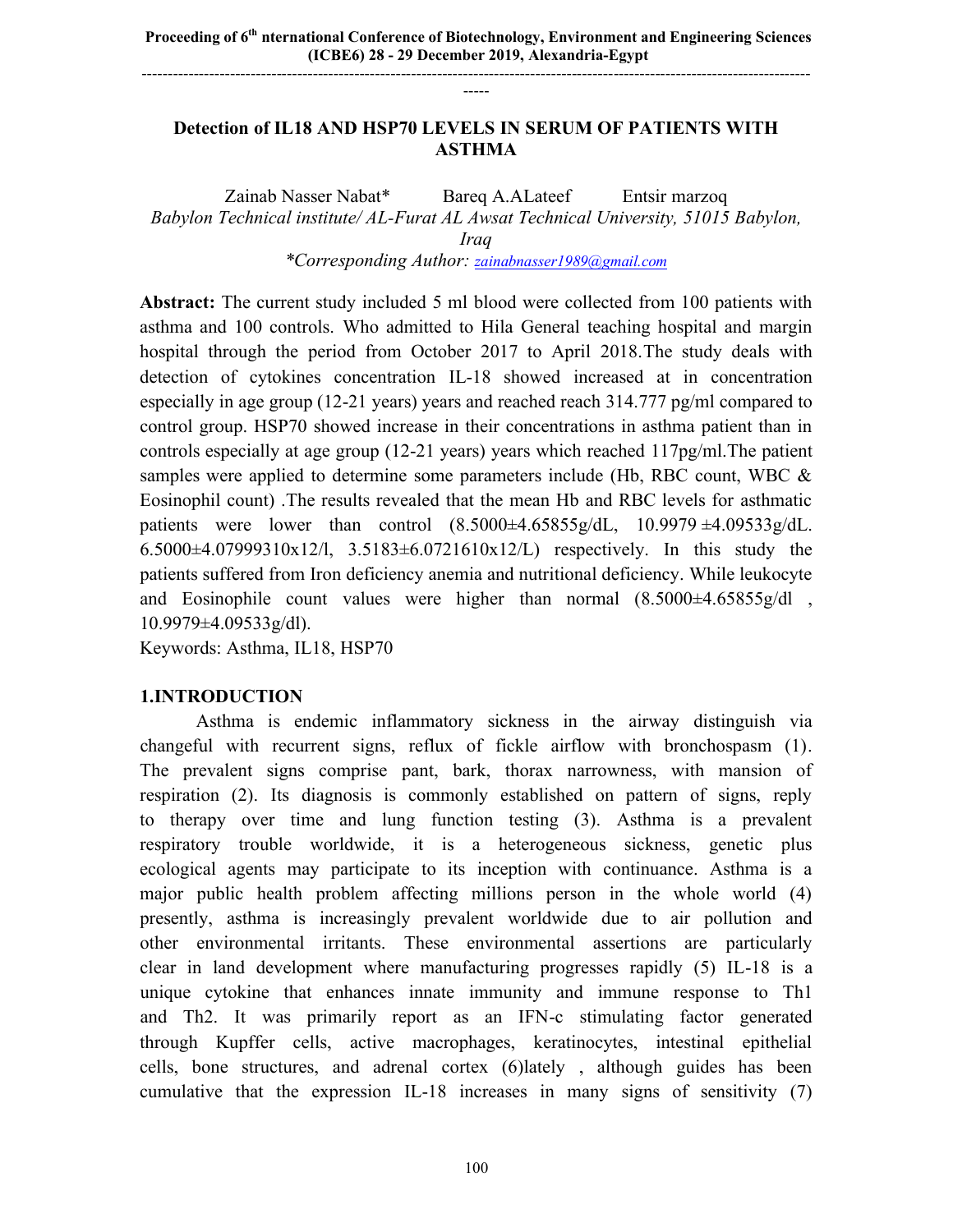# Detection of IL18 AND HSP70 LEVELS IN SERUM OF PATIENTS WITH ASTHMA

Zainab Nasser Nabat* Bareq A.ALateef Entsir marzoq

*Babylon Technical institute/ AL-Furat AL Awsat Technical University, 51015 Babylon, Iraq*

*\*Corresponding Author: zainabnasser1989@gmail.com*

**Abstract:** The current study included 5 ml blood were collected from 100 patients with asthma and 100 controls. Who admitted to Hila General teaching hospital and margin hospital through the period from October 2017 to April 2018.The study deals with detection of cytokines concentration IL-18 showed increased at in concentration especially in age group (12-21 years) years and reached reach 314.777 pg/ml compared to control group. HSP70 showed increase in their concentrations in asthma patient than in controls especially at age group (12-21 years) years which reached 117pg/ml.The patient samples were applied to determine some parameters include (Hb, RBC count, WBC & Eosinophil count) .The results revealed that the mean Hb and RBC levels for asthmatic patients were lower than control (8.5000±4.65855g/dL, 10.9979 ±4.09533g/dL. 6.5000±4.07999310x12/l, 3.5183±6.0721610x12/L) respectively. In this study the patients suffered from Iron deficiency anemia and nutritional deficiency. While leukocyte and Eosinophile count values were higher than normal (8.5000±4.65855g/dl , 10.9979±4.09533g/dl).

Keywords: Asthma, IL18, HSP70

## 1.INTRODUCTION

Asthma is endemic inflammatory sickness in the airway distinguish via changeful with recurrent signs, reflux of fickle airflow with bronchospasm (1). The prevalent signs comprise pant, bark, thorax narrowness, with mansion of respiration (2). Its diagnosis is commonly established on pattern of signs, reply to therapy over time and lung function testing (3). Asthma is a prevalent respiratory trouble worldwide, it is a heterogeneous sickness, genetic plus ecological agents may participate to its inception with continuance. Asthma is a major public health problem affecting millions person in the whole world (4) presently, asthma is increasingly prevalent worldwide due to air pollution and other environmental irritants. These environmental assertions are particularly clear in land development where manufacturing progresses rapidly (5) IL-18 is a unique cytokine that enhances innate immunity and immune response to Th1 and Th2. It was primarily report as an IFN-c stimulating factor generated through Kupffer cells, active macrophages, keratinocytes, intestinal epithelial cells, bone structures, and adrenal cortex (6)lately , although guides has been cumulative that the expression IL-18 increases in many signs of sensitivity (7)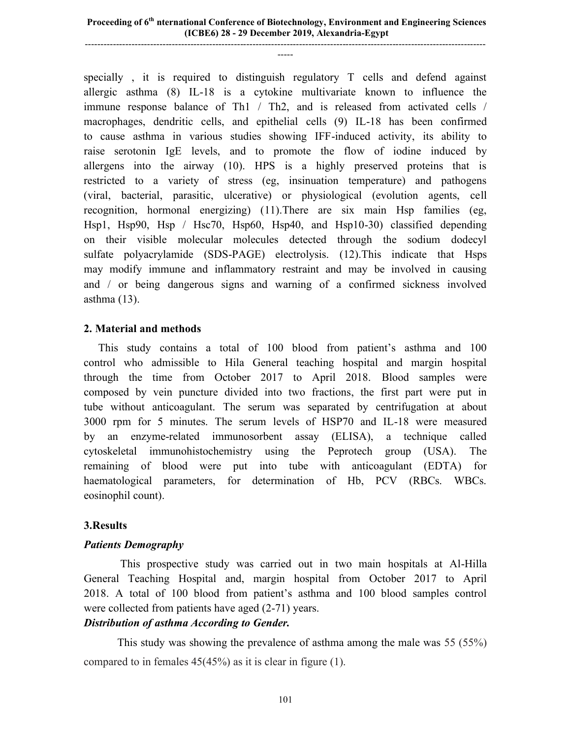specially , it is required to distinguish regulatory T cells and defend against allergic asthma (8) IL-18 is a cytokine multivariate known to influence the immune response balance of Th1 / Th2, and is released from activated cells / macrophages, dendritic cells, and epithelial cells (9) IL-18 has been confirmed to cause asthma in various studies showing IFF-induced activity, its ability to raise serotonin IgE levels, and to promote the flow of iodine induced by allergens into the airway (10). HPS is a highly preserved proteins that is restricted to a variety of stress (eg, insinuation temperature) and pathogens (viral, bacterial, parasitic, ulcerative) or physiological (evolution agents, cell recognition, hormonal energizing) (11).There are six main Hsp families (eg, Hsp1, Hsp90, Hsp / Hsc70, Hsp60, Hsp40, and Hsp10-30) classified depending on their visible molecular molecules detected through the sodium dodecyl sulfate polyacrylamide (SDS-PAGE) electrolysis. (12).This indicate that Hsps may modify immune and inflammatory restraint and may be involved in causing and / or being dangerous signs and warning of a confirmed sickness involved asthma (13).

## 2. Material and methods

This study contains a total of 100 blood from patient's asthma and 100 control who admissible to Hila General teaching hospital and margin hospital through the time from October 2017 to April 2018. Blood samples were composed by vein puncture divided into two fractions, the first part were put in tube without anticoagulant. The serum was separated by centrifugation at about 3000 rpm for 5 minutes. The serum levels of HSP70 and IL-18 were measured by an enzyme-related immunosorbent assay (ELISA), a technique called cytoskeletal immunohistochemistry using the Peprotech group (USA). The remaining of blood were put into tube with anticoagulant (EDTA) for haematological parameters, for determination of Hb, PCV (RBCs. WBCs. eosinophil count).

## 3.Results

### *Patients Demography*

This prospective study was carried out in two main hospitals at Al-Hilla General Teaching Hospital and, margin hospital from October 2017 to April 2018. A total of 100 blood from patient's asthma and 100 blood samples control were collected from patients have aged (2-71) years.

### *Distribution of asthma According to Gender.*

This study was showing the prevalence of asthma among the male was 55 (55%) compared to in females 45(45%) as it is clear in figure (1).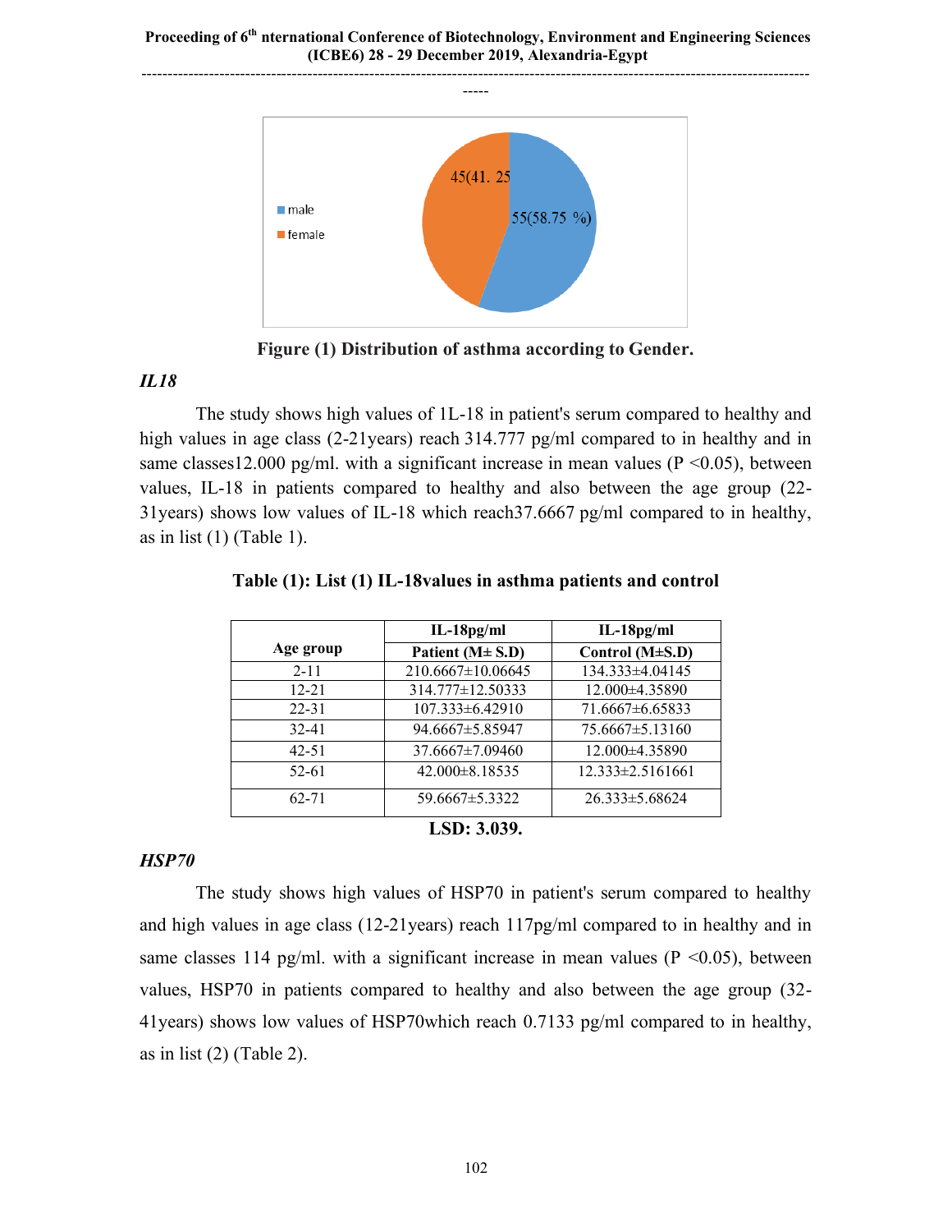45(41. 25

male

female

55(58.75 %)

**Figure (1) Distribution of asthma according to Gender.**

### *IL18*

The study shows high values of 1L-18 in patient's serum compared to healthy and high values in age class (2-21years) reach 314.777 pg/ml compared to in healthy and in same classes12.000 pg/ml. with a significant increase in mean values (P <0.05), between values, IL-18 in patients compared to healthy and also between the age group (22-31years) shows low values of IL-18 which reach37.6667 pg/ml compared to in healthy, as in list (1) (Table 1).

**Table (1): List (1) IL-18values in asthma patients and control**

| Age group | IL-18pg/ml Patient (M± S.D) | IL-18pg/ml Control (M±S.D) |
|---|---|---|
| 2-11 | 210.6667±10.06645 | 134.333±4.04145 |
| 12-21 | 314.777±12.50333 | 12.000±4.35890 |
| 22-31 | 107.333±6.42910 | 71.6667±6.65833 |
| 32-41 | 94.6667±5.85947 | 75.6667±5.13160 |
| 42-51 | 37.6667±7.09460 | 12.000±4.35890 |
| 52-61 | 42.000±8.18535 | 12.333±2.5161661 |
| 62-71 | 59.6667±5.3322 | 26.333±5.68624 |

**LSD: 3.039.**

### *HSP70*

The study shows high values of HSP70 in patient's serum compared to healthy and high values in age class (12-21years) reach 117pg/ml compared to in healthy and in same classes 114 pg/ml. with a significant increase in mean values (P <0.05), between values, HSP70 in patients compared to healthy and also between the age group (32-41years) shows low values of HSP70which reach 0.7133 pg/ml compared to in healthy, as in list (2) (Table 2).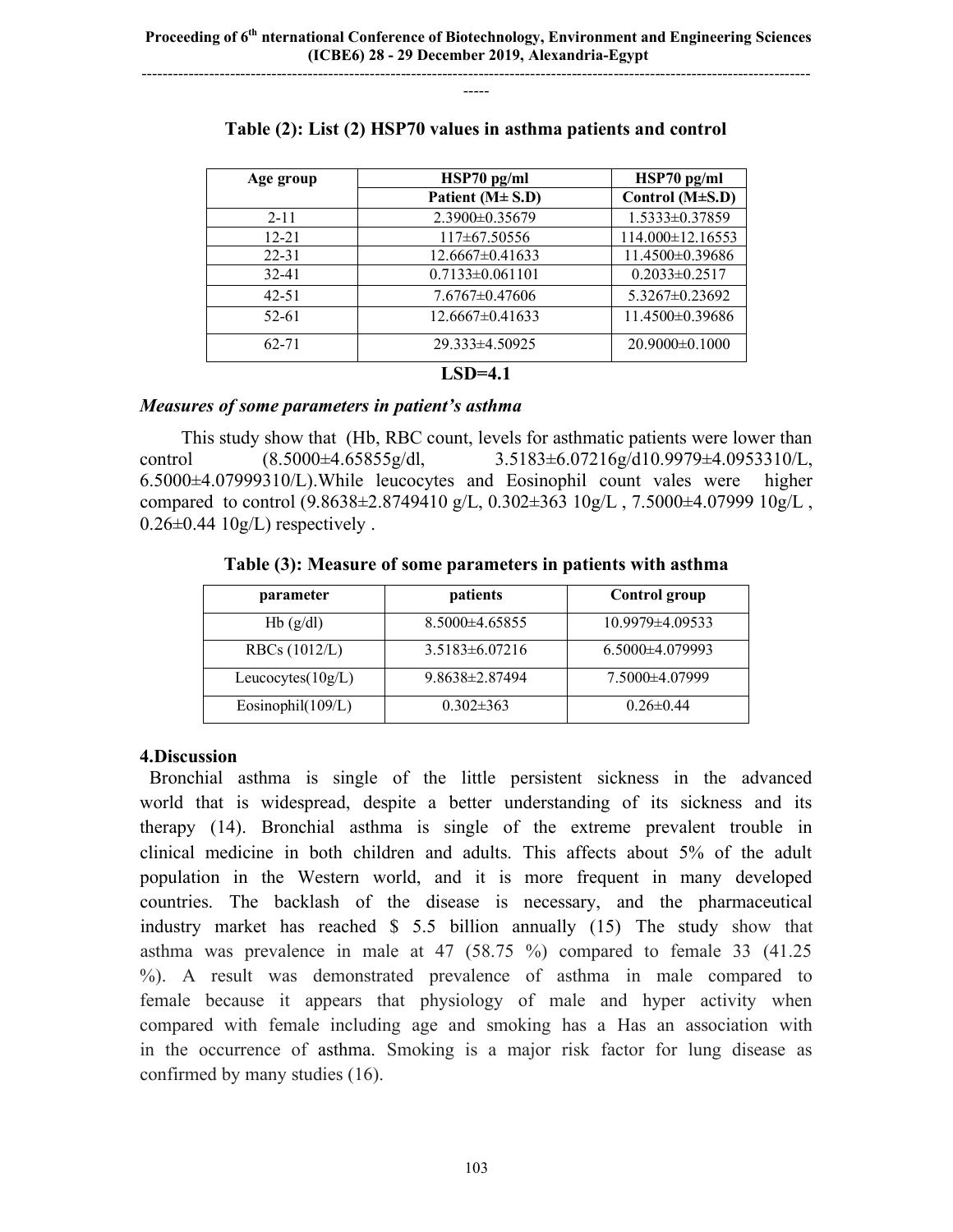**Table (2): List (2) HSP70 values in asthma patients and control**

| Age group | HSP70 pg/ml | HSP70 pg/ml |
|---|---|---|
| | Patient (M± S.D) | Control (M±S.D) |
| 2-11 | 2.3900±0.35679 | 1.5333±0.37859 |
| 12-21 | 117±67.50556 | 114.000±12.16553 |
| 22-31 | 12.6667±0.41633 | 11.4500±0.39686 |
| 32-41 | 0.7133±0.061101 | 0.2033±0.2517 |
| 42-51 | 7.6767±0.47606 | 5.3267±0.23692 |
| 52-61 | 12.6667±0.41633 | 11.4500±0.39686 |
| 62-71 | 29.333±4.50925 | 20.9000±0.1000 |

**LSD=4.1**

***Measures of some parameters in patient's asthma***

This study show that (Hb, RBC count, levels for asthmatic patients were lower than control (8.5000±4.65855g/dl, 3.5183±6.07216g/d10.9979±4.0953310/L, 6.5000±4.07999310/L).While leucocytes and Eosinophil count vales were higher compared to control (9.8638±2.8749410 g/L, 0.302±363 10g/L , 7.5000±4.07999 10g/L , 0.26±0.44 10g/L) respectively .

**Table (3): Measure of some parameters in patients with asthma**

| parameter | patients | Control group |
|---|---|---|
| Hb (g/dl) | 8.5000±4.65855 | 10.9979±4.09533 |
| RBCs (1012/L) | 3.5183±6.07216 | 6.5000±4.079993 |
| Leucocytes(10g/L) | 9.8638±2.87494 | 7.5000±4.07999 |
| Eosinophil(109/L) | 0.302±363 | 0.26±0.44 |

## 4.Discussion

Bronchial asthma is single of the little persistent sickness in the advanced world that is widespread, despite a better understanding of its sickness and its therapy (14). Bronchial asthma is single of the extreme prevalent trouble in clinical medicine in both children and adults. This affects about 5% of the adult population in the Western world, and it is more frequent in many developed countries. The backlash of the disease is necessary, and the pharmaceutical industry market has reached $ 5.5 billion annually (15) The study show that asthma was prevalence in male at 47 (58.75 %) compared to female 33 (41.25 %). A result was demonstrated prevalence of asthma in male compared to female because it appears that physiology of male and hyper activity when compared with female including age and smoking has a Has an association with in the occurrence of asthma. Smoking is a major risk factor for lung disease as confirmed by many studies (16).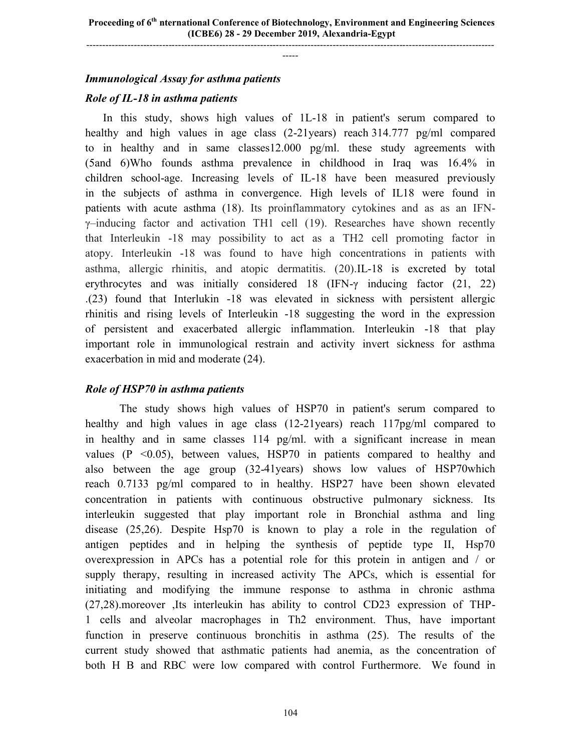*Immunological Assay for asthma patients*

*Role of IL-18 in asthma patients*

In this study, shows high values of 1L-18 in patient's serum compared to healthy and high values in age class (2-21years) reach 314.777 pg/ml compared to in healthy and in same classes12.000 pg/ml. these study agreements with (5and 6)Who founds asthma prevalence in childhood in Iraq was 16.4% in children school-age. Increasing levels of IL-18 have been measured previously in the subjects of asthma in convergence. High levels of IL18 were found in patients with acute asthma (18). Its proinflammatory cytokines and as as an IFN-γ–inducing factor and activation TH1 cell (19). Researches have shown recently that Interleukin -18 may possibility to act as a TH2 cell promoting factor in atopy. Interleukin -18 was found to have high concentrations in patients with asthma, allergic rhinitis, and atopic dermatitis. (20).IL-18 is excreted by total erythrocytes and was initially considered 18 (IFN-γ inducing factor (21, 22) .(23) found that Interlukin -18 was elevated in sickness with persistent allergic rhinitis and rising levels of Interleukin -18 suggesting the word in the expression of persistent and exacerbated allergic inflammation. Interleukin -18 that play important role in immunological restrain and activity invert sickness for asthma exacerbation in mid and moderate (24).

*Role of HSP70 in asthma patients*

The study shows high values of HSP70 in patient's serum compared to healthy and high values in age class (12-21years) reach 117pg/ml compared to in healthy and in same classes 114 pg/ml. with a significant increase in mean values ($P < 0.05$), between values, HSP70 in patients compared to healthy and also between the age group (32-41years) shows low values of HSP70which reach 0.7133 pg/ml compared to in healthy. HSP27 have been shown elevated concentration in patients with continuous obstructive pulmonary sickness. Its interleukin suggested that play important role in Bronchial asthma and ling disease (25,26). Despite Hsp70 is known to play a role in the regulation of antigen peptides and in helping the synthesis of peptide type II, Hsp70 overexpression in APCs has a potential role for this protein in antigen and / or supply therapy, resulting in increased activity The APCs, which is essential for initiating and modifying the immune response to asthma in chronic asthma (27,28).moreover ,Its interleukin has ability to control CD23 expression of THP-1 cells and alveolar macrophages in Th2 environment. Thus, have important function in preserve continuous bronchitis in asthma (25). The results of the current study showed that asthmatic patients had anemia, as the concentration of both H B and RBC were low compared with control Furthermore. We found in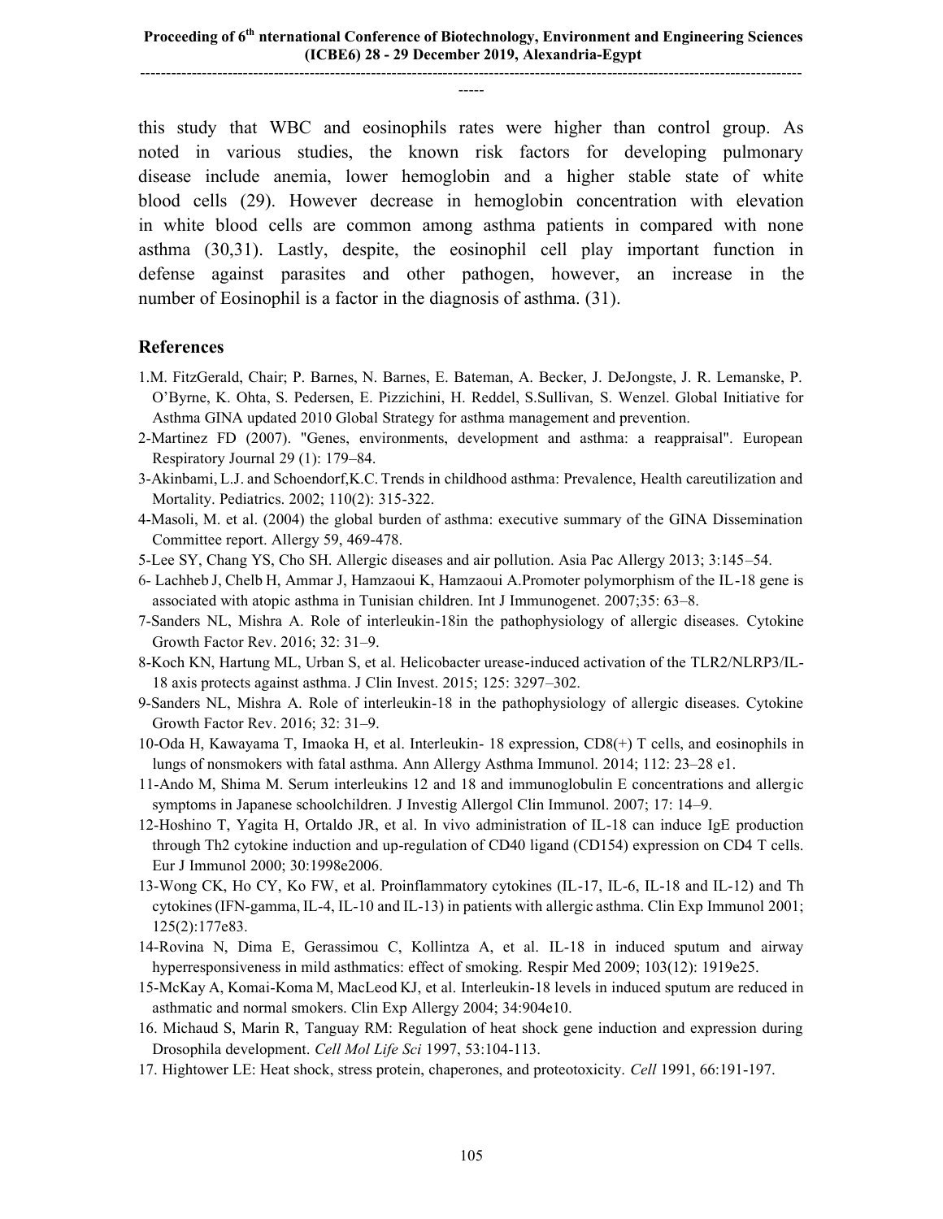this study that WBC and eosinophils rates were higher than control group. As noted in various studies, the known risk factors for developing pulmonary disease include anemia, lower hemoglobin and a higher stable state of white blood cells (29). However decrease in hemoglobin concentration with elevation in white blood cells are common among asthma patients in compared with none asthma (30,31). Lastly, despite, the eosinophil cell play important function in defense against parasites and other pathogen, however, an increase in the number of Eosinophil is a factor in the diagnosis of asthma. (31).

## References

1.M. FitzGerald, Chair; P. Barnes, N. Barnes, E. Bateman, A. Becker, J. DeJongste, J. R. Lemanske, P. O'Byrne, K. Ohta, S. Pedersen, E. Pizzichini, H. Reddel, S.Sullivan, S. Wenzel. Global Initiative for Asthma GINA updated 2010 Global Strategy for asthma management and prevention.

2-Martinez FD (2007). "Genes, environments, development and asthma: a reappraisal". European Respiratory Journal 29 (1): 179–84.

3-Akinbami, L.J. and Schoendorf,K.C. Trends in childhood asthma: Prevalence, Health careutilization and Mortality. Pediatrics. 2002; 110(2): 315-322.

4-Masoli, M. et al. (2004) the global burden of asthma: executive summary of the GINA Dissemination Committee report. Allergy 59, 469-478.

5-Lee SY, Chang YS, Cho SH. Allergic diseases and air pollution. Asia Pac Allergy 2013; 3:145–54.

6- Lachheb J, Chelb H, Ammar J, Hamzaoui K, Hamzaoui A.Promoter polymorphism of the IL-18 gene is associated with atopic asthma in Tunisian children. Int J Immunogenet. 2007;35: 63–8.

7-Sanders NL, Mishra A. Role of interleukin-18in the pathophysiology of allergic diseases. Cytokine Growth Factor Rev. 2016; 32: 31–9.

8-Koch KN, Hartung ML, Urban S, et al. Helicobacter urease-induced activation of the TLR2/NLRP3/IL-18 axis protects against asthma. J Clin Invest. 2015; 125: 3297–302.

9-Sanders NL, Mishra A. Role of interleukin-18 in the pathophysiology of allergic diseases. Cytokine Growth Factor Rev. 2016; 32: 31–9.

10-Oda H, Kawayama T, Imaoka H, et al. Interleukin- 18 expression, CD8(+) T cells, and eosinophils in lungs of nonsmokers with fatal asthma. Ann Allergy Asthma Immunol. 2014; 112: 23–28 e1.

11-Ando M, Shima M. Serum interleukins 12 and 18 and immunoglobulin E concentrations and allergic symptoms in Japanese schoolchildren. J Investig Allergol Clin Immunol. 2007; 17: 14–9.

12-Hoshino T, Yagita H, Ortaldo JR, et al. In vivo administration of IL-18 can induce IgE production through Th2 cytokine induction and up-regulation of CD40 ligand (CD154) expression on CD4 T cells. Eur J Immunol 2000; 30:1998e2006.

13-Wong CK, Ho CY, Ko FW, et al. Proinflammatory cytokines (IL-17, IL-6, IL-18 and IL-12) and Th cytokines (IFN-gamma, IL-4, IL-10 and IL-13) in patients with allergic asthma. Clin Exp Immunol 2001; 125(2):177e83.

14-Rovina N, Dima E, Gerassimou C, Kollintza A, et al. IL-18 in induced sputum and airway hyperresponsiveness in mild asthmatics: effect of smoking. Respir Med 2009; 103(12): 1919e25.

15-McKay A, Komai-Koma M, MacLeod KJ, et al. Interleukin-18 levels in induced sputum are reduced in asthmatic and normal smokers. Clin Exp Allergy 2004; 34:904e10.

16. Michaud S, Marin R, Tanguay RM: Regulation of heat shock gene induction and expression during Drosophila development. *Cell Mol Life Sci* 1997, 53:104-113.

17. Hightower LE: Heat shock, stress protein, chaperones, and proteotoxicity. *Cell* 1991, 66:191-197.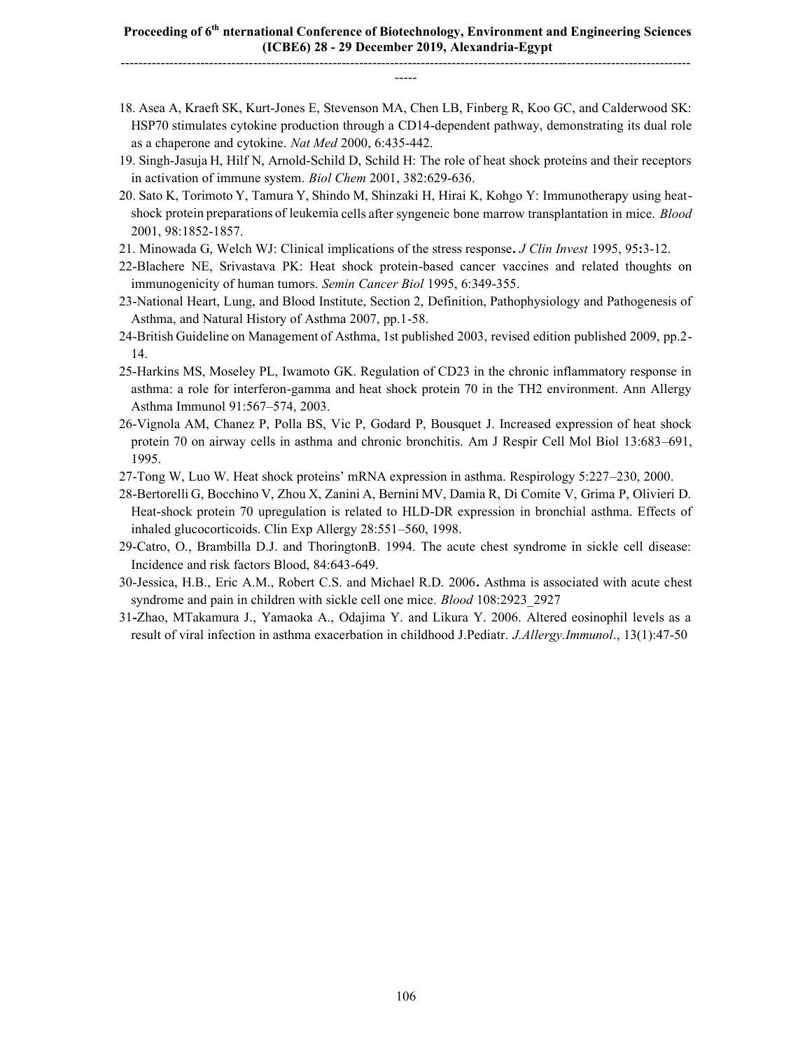18. Asea A, Kraeft SK, Kurt-Jones E, Stevenson MA, Chen LB, Finberg R, Koo GC, and Calderwood SK: HSP70 stimulates cytokine production through a CD14-dependent pathway, demonstrating its dual role as a chaperone and cytokine. *Nat Med* 2000, 6:435-442.
19. Singh-Jasuja H, Hilf N, Arnold-Schild D, Schild H: The role of heat shock proteins and their receptors in activation of immune system. *Biol Chem* 2001, 382:629-636.
20. Sato K, Torimoto Y, Tamura Y, Shindo M, Shinzaki H, Hirai K, Kohgo Y: Immunotherapy using heat-shock protein preparations of leukemia cells after syngeneic bone marrow transplantation in mice. *Blood* 2001, 98:1852-1857.
21. Minowada G, Welch WJ: Clinical implications of the stress response**.** *J Clin Invest* 1995, 95**:**3-12.
22-Blachere NE, Srivastava PK: Heat shock protein-based cancer vaccines and related thoughts on immunogenicity of human tumors. *Semin Cancer Biol* 1995, 6:349-355.
23-National Heart, Lung, and Blood Institute, Section 2, Definition, Pathophysiology and Pathogenesis of Asthma, and Natural History of Asthma 2007, pp.1-58.
24-British Guideline on Management of Asthma, 1st published 2003, revised edition published 2009, pp.2-14.
25-Harkins MS, Moseley PL, Iwamoto GK. Regulation of CD23 in the chronic inflammatory response in asthma: a role for interferon-gamma and heat shock protein 70 in the TH2 environment. Ann Allergy Asthma Immunol 91:567–574, 2003.
26-Vignola AM, Chanez P, Polla BS, Vic P, Godard P, Bousquet J. Increased expression of heat shock protein 70 on airway cells in asthma and chronic bronchitis. Am J Respir Cell Mol Biol 13:683–691, 1995.
27-Tong W, Luo W. Heat shock proteins' mRNA expression in asthma. Respirology 5:227–230, 2000.
28-Bertorelli G, Bocchino V, Zhou X, Zanini A, Bernini MV, Damia R, Di Comite V, Grima P, Olivieri D. Heat-shock protein 70 upregulation is related to HLD-DR expression in bronchial asthma. Effects of inhaled glucocorticoids. Clin Exp Allergy 28:551–560, 1998.
29-Catro, O., Brambilla D.J. and ThoringtonB. 1994. The acute chest syndrome in sickle cell disease: Incidence and risk factors Blood, 84:643-649.
30-Jessica, H.B., Eric A.M., Robert C.S. and Michael R.D. 2006**.** Asthma is associated with acute chest syndrome and pain in children with sickle cell one mice. *Blood* 108:2923_2927
31**-**Zhao, MTakamura J., Yamaoka A., Odajima Y. and Likura Y. 2006. Altered eosinophil levels as a result of viral infection in asthma exacerbation in childhood J.Pediatr. *J.Allergy.Immunol*., 13(1):47-50